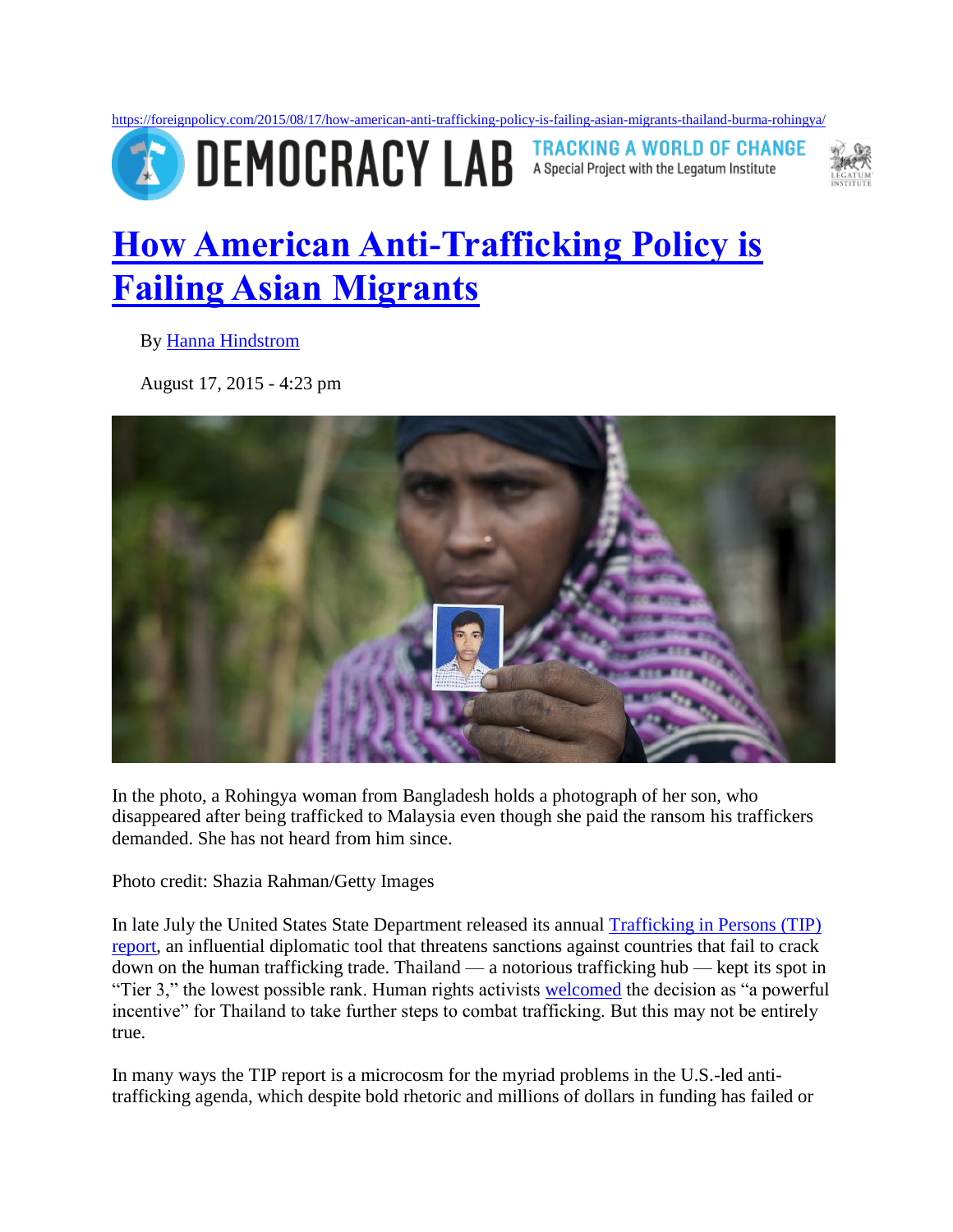https://foreignpolicy.com/2015/08/17/how-american-anti-trafficking-policy-is-failing-asian-migrants-thailand-burma-rohingya/

DEMOCRACY LAB — TRACKING A WORLD OF CHANGE — A Special Project with the Legatum Institute

# How American Anti-Trafficking Policy is Failing Asian Migrants

By Hanna Hindstrom

August 17, 2015 - 4:23 pm

In the photo, a Rohingya woman from Bangladesh holds a photograph of her son, who disappeared after being trafficked to Malaysia even though she paid the ransom his traffickers demanded. She has not heard from him since.

Photo credit: Shazia Rahman/Getty Images

In late July the United States State Department released its annual Trafficking in Persons (TIP) report, an influential diplomatic tool that threatens sanctions against countries that fail to crack down on the human trafficking trade. Thailand — a notorious trafficking hub — kept its spot in "Tier 3," the lowest possible rank. Human rights activists welcomed the decision as "a powerful incentive" for Thailand to take further steps to combat trafficking. But this may not be entirely true.

In many ways the TIP report is a microcosm for the myriad problems in the U.S.-led anti-trafficking agenda, which despite bold rhetoric and millions of dollars in funding has failed or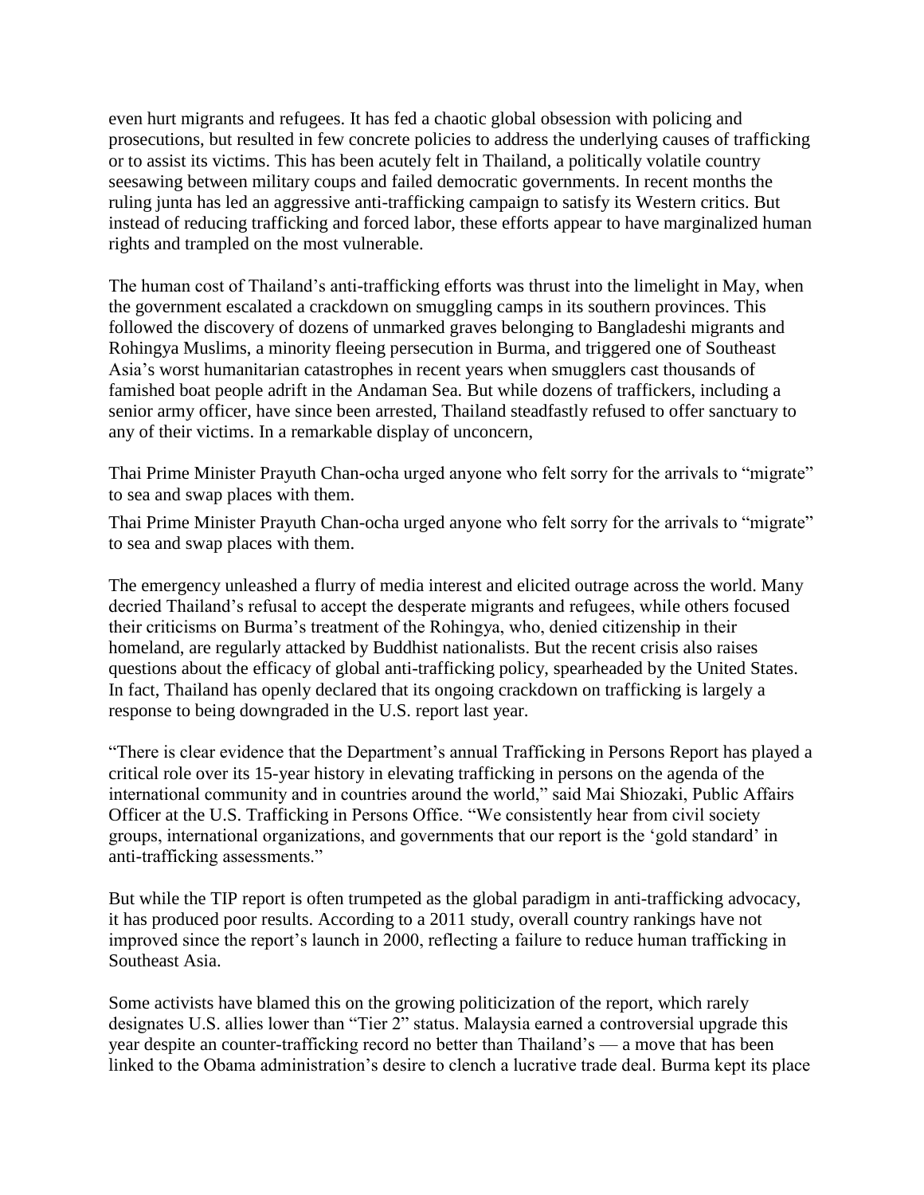even hurt migrants and refugees. It has fed a chaotic global obsession with policing and prosecutions, but resulted in few concrete policies to address the underlying causes of trafficking or to assist its victims. This has been acutely felt in Thailand, a politically volatile country seesawing between military coups and failed democratic governments. In recent months the ruling junta has led an aggressive anti-trafficking campaign to satisfy its Western critics. But instead of reducing trafficking and forced labor, these efforts appear to have marginalized human rights and trampled on the most vulnerable.

The human cost of Thailand's anti-trafficking efforts was thrust into the limelight in May, when the government escalated a crackdown on smuggling camps in its southern provinces. This followed the discovery of dozens of unmarked graves belonging to Bangladeshi migrants and Rohingya Muslims, a minority fleeing persecution in Burma, and triggered one of Southeast Asia's worst humanitarian catastrophes in recent years when smugglers cast thousands of famished boat people adrift in the Andaman Sea. But while dozens of traffickers, including a senior army officer, have since been arrested, Thailand steadfastly refused to offer sanctuary to any of their victims. In a remarkable display of unconcern,

Thai Prime Minister Prayuth Chan-ocha urged anyone who felt sorry for the arrivals to "migrate" to sea and swap places with them.

Thai Prime Minister Prayuth Chan-ocha urged anyone who felt sorry for the arrivals to "migrate" to sea and swap places with them.

The emergency unleashed a flurry of media interest and elicited outrage across the world. Many decried Thailand's refusal to accept the desperate migrants and refugees, while others focused their criticisms on Burma's treatment of the Rohingya, who, denied citizenship in their homeland, are regularly attacked by Buddhist nationalists. But the recent crisis also raises questions about the efficacy of global anti-trafficking policy, spearheaded by the United States. In fact, Thailand has openly declared that its ongoing crackdown on trafficking is largely a response to being downgraded in the U.S. report last year.

"There is clear evidence that the Department's annual Trafficking in Persons Report has played a critical role over its 15-year history in elevating trafficking in persons on the agenda of the international community and in countries around the world," said Mai Shiozaki, Public Affairs Officer at the U.S. Trafficking in Persons Office. "We consistently hear from civil society groups, international organizations, and governments that our report is the 'gold standard' in anti-trafficking assessments."

But while the TIP report is often trumpeted as the global paradigm in anti-trafficking advocacy, it has produced poor results. According to a 2011 study, overall country rankings have not improved since the report's launch in 2000, reflecting a failure to reduce human trafficking in Southeast Asia.

Some activists have blamed this on the growing politicization of the report, which rarely designates U.S. allies lower than "Tier 2" status. Malaysia earned a controversial upgrade this year despite an counter-trafficking record no better than Thailand's — a move that has been linked to the Obama administration's desire to clench a lucrative trade deal. Burma kept its place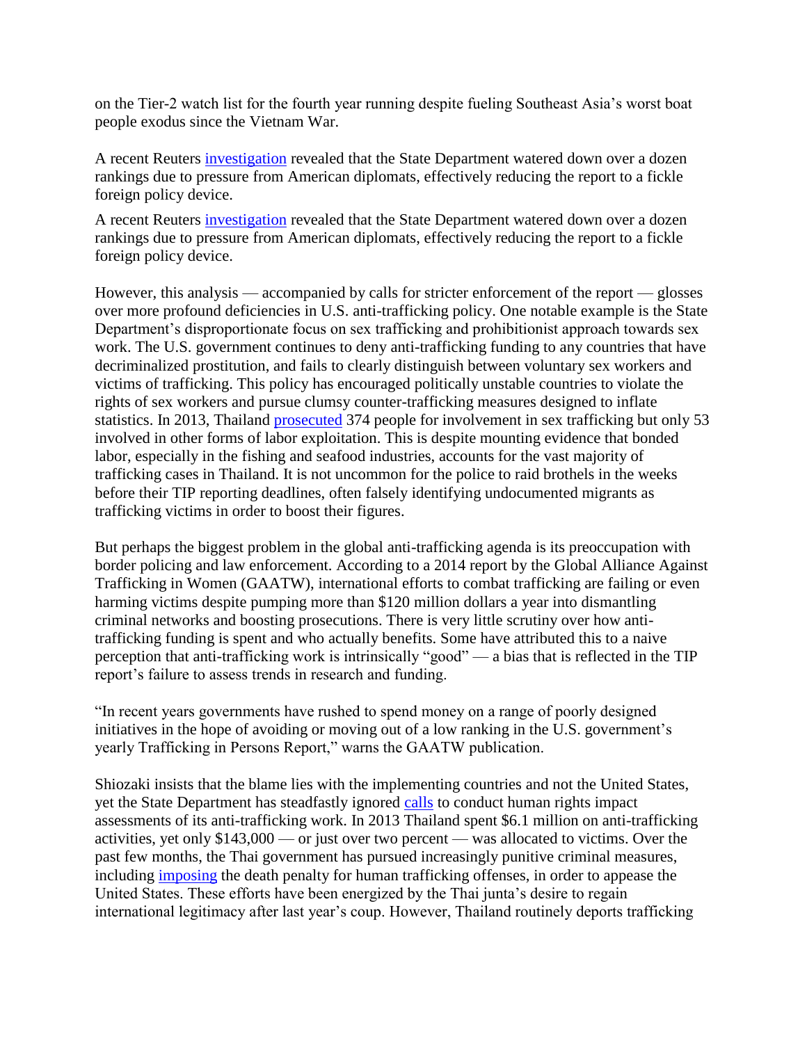on the Tier-2 watch list for the fourth year running despite fueling Southeast Asia's worst boat people exodus since the Vietnam War.

A recent Reuters investigation revealed that the State Department watered down over a dozen rankings due to pressure from American diplomats, effectively reducing the report to a fickle foreign policy device.

A recent Reuters investigation revealed that the State Department watered down over a dozen rankings due to pressure from American diplomats, effectively reducing the report to a fickle foreign policy device.

However, this analysis — accompanied by calls for stricter enforcement of the report — glosses over more profound deficiencies in U.S. anti-trafficking policy. One notable example is the State Department's disproportionate focus on sex trafficking and prohibitionist approach towards sex work. The U.S. government continues to deny anti-trafficking funding to any countries that have decriminalized prostitution, and fails to clearly distinguish between voluntary sex workers and victims of trafficking. This policy has encouraged politically unstable countries to violate the rights of sex workers and pursue clumsy counter-trafficking measures designed to inflate statistics. In 2013, Thailand prosecuted 374 people for involvement in sex trafficking but only 53 involved in other forms of labor exploitation. This is despite mounting evidence that bonded labor, especially in the fishing and seafood industries, accounts for the vast majority of trafficking cases in Thailand. It is not uncommon for the police to raid brothels in the weeks before their TIP reporting deadlines, often falsely identifying undocumented migrants as trafficking victims in order to boost their figures.

But perhaps the biggest problem in the global anti-trafficking agenda is its preoccupation with border policing and law enforcement. According to a 2014 report by the Global Alliance Against Trafficking in Women (GAATW), international efforts to combat trafficking are failing or even harming victims despite pumping more than $120 million dollars a year into dismantling criminal networks and boosting prosecutions. There is very little scrutiny over how anti-trafficking funding is spent and who actually benefits. Some have attributed this to a naive perception that anti-trafficking work is intrinsically "good" — a bias that is reflected in the TIP report's failure to assess trends in research and funding.

"In recent years governments have rushed to spend money on a range of poorly designed initiatives in the hope of avoiding or moving out of a low ranking in the U.S. government's yearly Trafficking in Persons Report," warns the GAATW publication.

Shiozaki insists that the blame lies with the implementing countries and not the United States, yet the State Department has steadfastly ignored calls to conduct human rights impact assessments of its anti-trafficking work. In 2013 Thailand spent $6.1 million on anti-trafficking activities, yet only $143,000 — or just over two percent — was allocated to victims. Over the past few months, the Thai government has pursued increasingly punitive criminal measures, including imposing the death penalty for human trafficking offenses, in order to appease the United States. These efforts have been energized by the Thai junta's desire to regain international legitimacy after last year's coup. However, Thailand routinely deports trafficking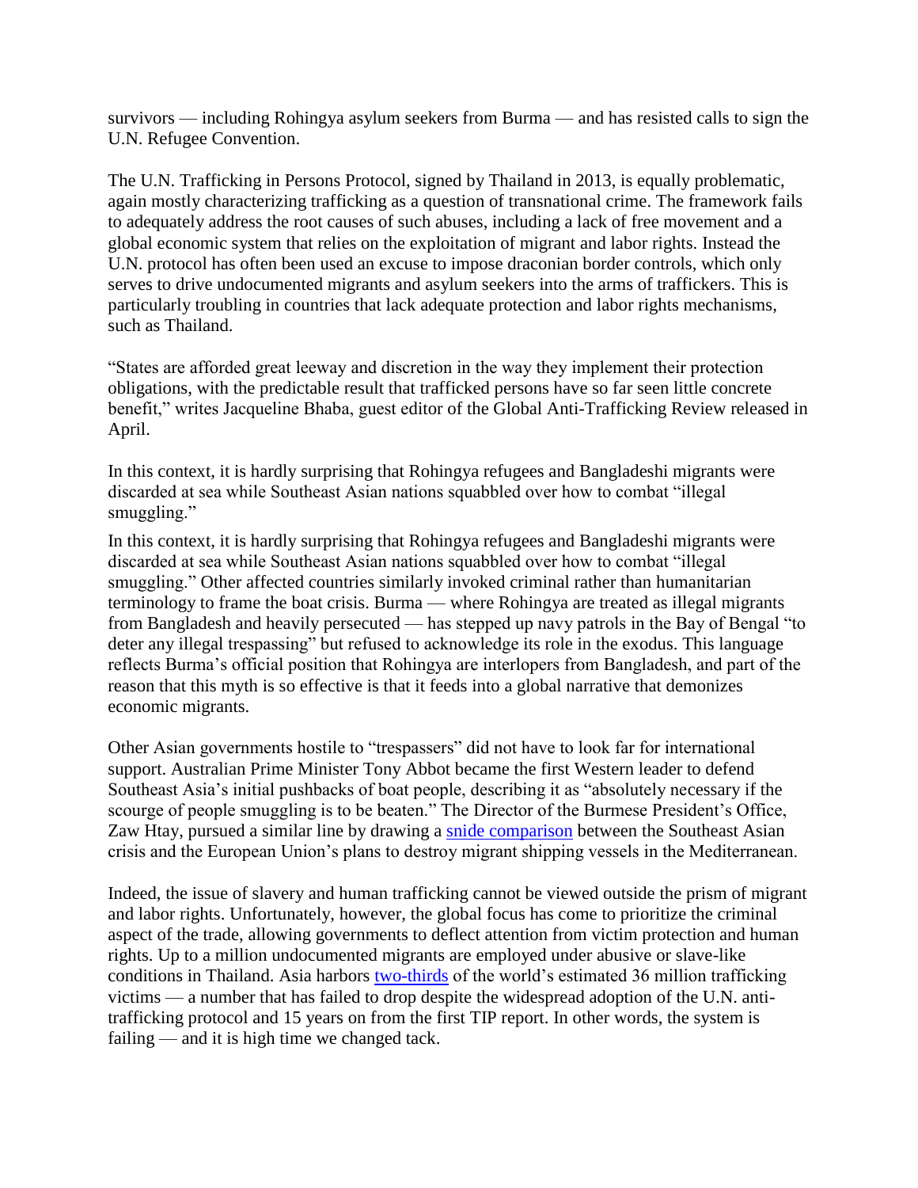survivors — including Rohingya asylum seekers from Burma — and has resisted calls to sign the U.N. Refugee Convention.

The U.N. Trafficking in Persons Protocol, signed by Thailand in 2013, is equally problematic, again mostly characterizing trafficking as a question of transnational crime. The framework fails to adequately address the root causes of such abuses, including a lack of free movement and a global economic system that relies on the exploitation of migrant and labor rights. Instead the U.N. protocol has often been used an excuse to impose draconian border controls, which only serves to drive undocumented migrants and asylum seekers into the arms of traffickers. This is particularly troubling in countries that lack adequate protection and labor rights mechanisms, such as Thailand.

"States are afforded great leeway and discretion in the way they implement their protection obligations, with the predictable result that trafficked persons have so far seen little concrete benefit," writes Jacqueline Bhaba, guest editor of the Global Anti-Trafficking Review released in April.

In this context, it is hardly surprising that Rohingya refugees and Bangladeshi migrants were discarded at sea while Southeast Asian nations squabbled over how to combat "illegal smuggling."

In this context, it is hardly surprising that Rohingya refugees and Bangladeshi migrants were discarded at sea while Southeast Asian nations squabbled over how to combat "illegal smuggling." Other affected countries similarly invoked criminal rather than humanitarian terminology to frame the boat crisis. Burma — where Rohingya are treated as illegal migrants from Bangladesh and heavily persecuted — has stepped up navy patrols in the Bay of Bengal "to deter any illegal trespassing" but refused to acknowledge its role in the exodus. This language reflects Burma's official position that Rohingya are interlopers from Bangladesh, and part of the reason that this myth is so effective is that it feeds into a global narrative that demonizes economic migrants.

Other Asian governments hostile to "trespassers" did not have to look far for international support. Australian Prime Minister Tony Abbot became the first Western leader to defend Southeast Asia's initial pushbacks of boat people, describing it as "absolutely necessary if the scourge of people smuggling is to be beaten." The Director of the Burmese President's Office, Zaw Htay, pursued a similar line by drawing a snide comparison between the Southeast Asian crisis and the European Union's plans to destroy migrant shipping vessels in the Mediterranean.

Indeed, the issue of slavery and human trafficking cannot be viewed outside the prism of migrant and labor rights. Unfortunately, however, the global focus has come to prioritize the criminal aspect of the trade, allowing governments to deflect attention from victim protection and human rights. Up to a million undocumented migrants are employed under abusive or slave-like conditions in Thailand. Asia harbors two-thirds of the world's estimated 36 million trafficking victims — a number that has failed to drop despite the widespread adoption of the U.N. anti-trafficking protocol and 15 years on from the first TIP report. In other words, the system is failing — and it is high time we changed tack.